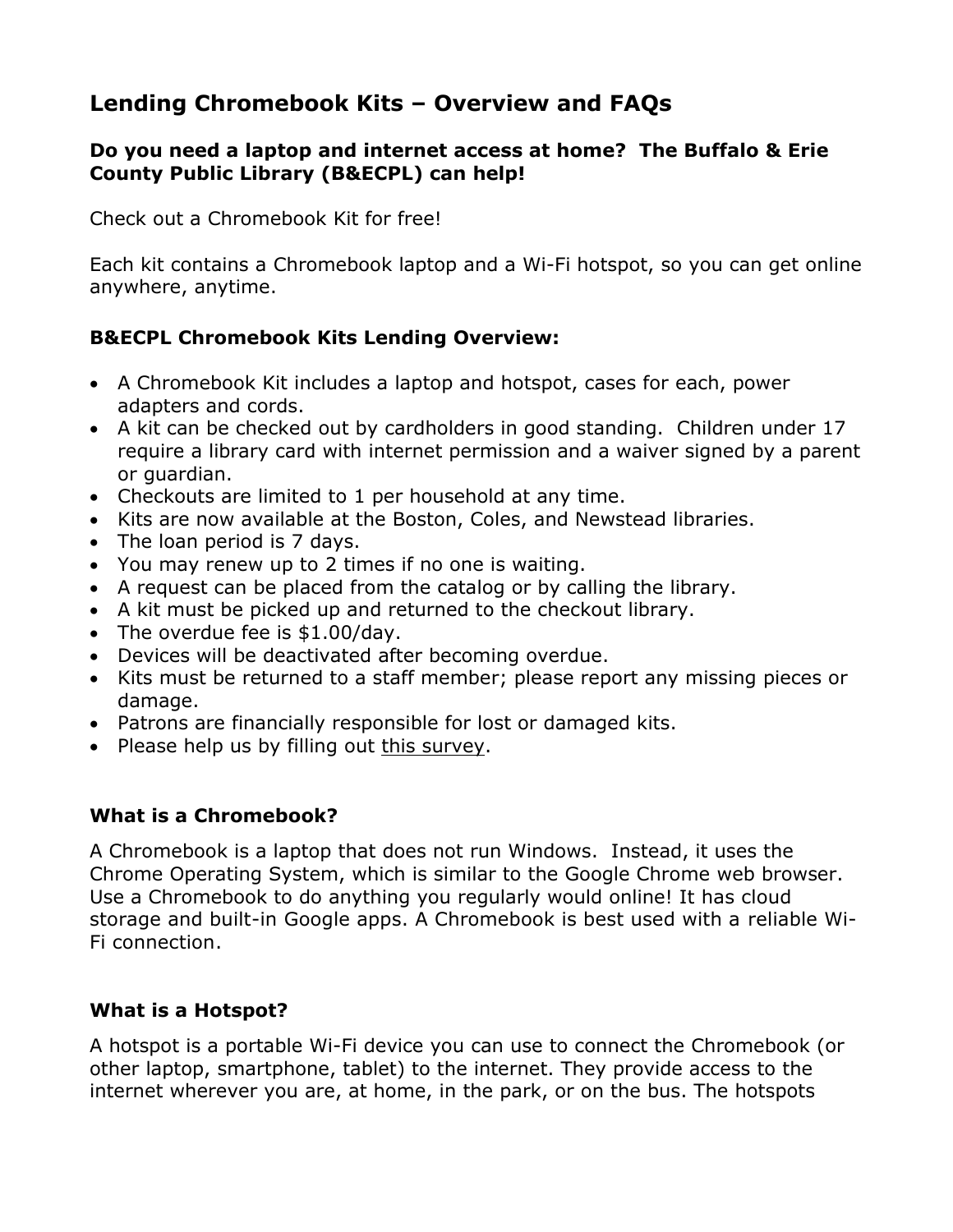# Lending Chromebook Kits – Overview and FAQs

### Do you need a laptop and internet access at home? The Buffalo & Erie County Public Library (B&ECPL) can help!

Check out a Chromebook Kit for free!

Each kit contains a Chromebook laptop and a Wi-Fi hotspot, so you can get online anywhere, anytime.

### B&ECPL Chromebook Kits Lending Overview:

- A Chromebook Kit includes a laptop and hotspot, cases for each, power adapters and cords.
- A kit can be checked out by cardholders in good standing. Children under 17 require a library card with internet permission and a waiver signed by a parent or guardian.
- Checkouts are limited to 1 per household at any time.
- Kits are now available at the Boston, Coles, and Newstead libraries.
- The loan period is 7 days.
- You may renew up to 2 times if no one is waiting.
- A request can be placed from the catalog or by calling the library.
- A kit must be picked up and returned to the checkout library.
- The overdue fee is $1.00/day.
- Devices will be deactivated after becoming overdue.
- Kits must be returned to a staff member; please report any missing pieces or damage.
- Patrons are financially responsible for lost or damaged kits.
- Please help us by filling out this survey.

### What is a Chromebook?

A Chromebook is a laptop that does not run Windows. Instead, it uses the Chrome Operating System, which is similar to the Google Chrome web browser. Use a Chromebook to do anything you regularly would online! It has cloud storage and built-in Google apps. A Chromebook is best used with a reliable Wi-Fi connection.

### What is a Hotspot?

A hotspot is a portable Wi-Fi device you can use to connect the Chromebook (or other laptop, smartphone, tablet) to the internet. They provide access to the internet wherever you are, at home, in the park, or on the bus. The hotspots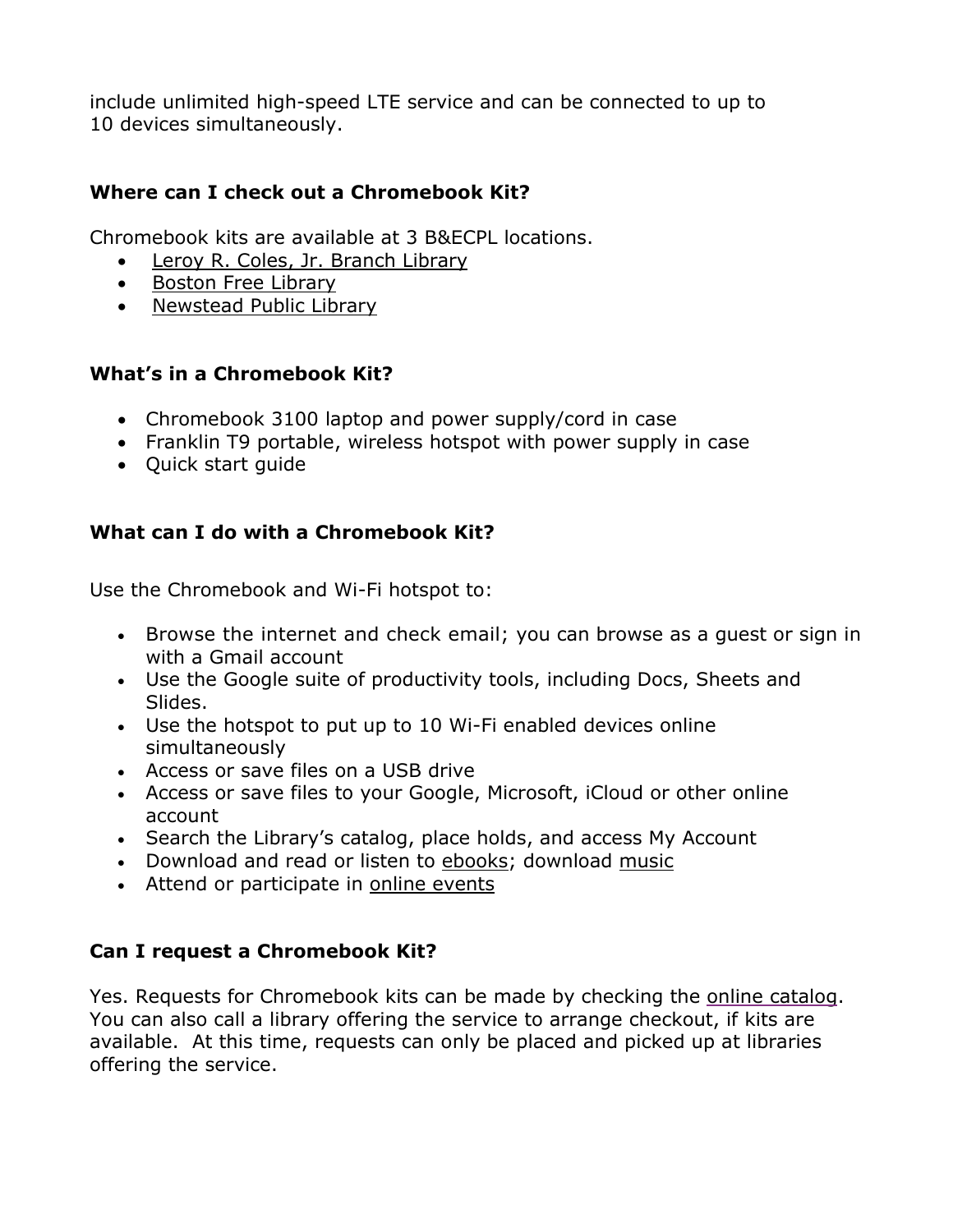include unlimited high-speed LTE service and can be connected to up to 10 devices simultaneously.

### Where can I check out a Chromebook Kit?

Chromebook kits are available at 3 B&ECPL locations.

- Leroy R. Coles, Jr. Branch Library
- Boston Free Library
- Newstead Public Library

### What's in a Chromebook Kit?

- Chromebook 3100 laptop and power supply/cord in case
- Franklin T9 portable, wireless hotspot with power supply in case
- Quick start guide

### What can I do with a Chromebook Kit?

Use the Chromebook and Wi-Fi hotspot to:

- Browse the internet and check email; you can browse as a guest or sign in with a Gmail account
- Use the Google suite of productivity tools, including Docs, Sheets and Slides.
- Use the hotspot to put up to 10 Wi-Fi enabled devices online simultaneously
- Access or save files on a USB drive
- Access or save files to your Google, Microsoft, iCloud or other online account
- Search the Library's catalog, place holds, and access My Account
- Download and read or listen to ebooks; download music
- Attend or participate in online events

### Can I request a Chromebook Kit?

Yes. Requests for Chromebook kits can be made by checking the online catalog. You can also call a library offering the service to arrange checkout, if kits are available. At this time, requests can only be placed and picked up at libraries offering the service.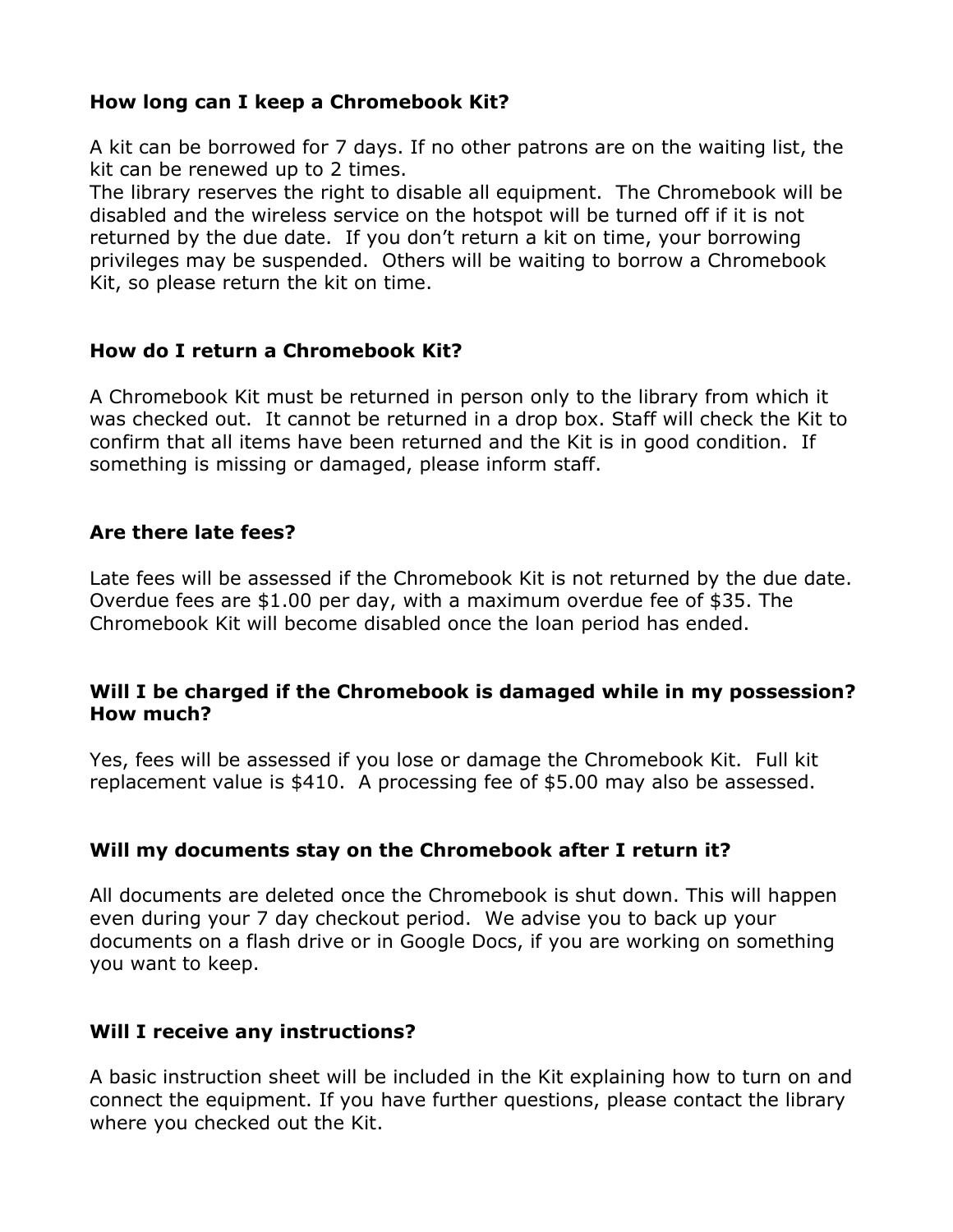**How long can I keep a Chromebook Kit?**

A kit can be borrowed for 7 days. If no other patrons are on the waiting list, the kit can be renewed up to 2 times.
The library reserves the right to disable all equipment. The Chromebook will be disabled and the wireless service on the hotspot will be turned off if it is not returned by the due date. If you don't return a kit on time, your borrowing privileges may be suspended. Others will be waiting to borrow a Chromebook Kit, so please return the kit on time.

**How do I return a Chromebook Kit?**

A Chromebook Kit must be returned in person only to the library from which it was checked out. It cannot be returned in a drop box. Staff will check the Kit to confirm that all items have been returned and the Kit is in good condition. If something is missing or damaged, please inform staff.

**Are there late fees?**

Late fees will be assessed if the Chromebook Kit is not returned by the due date. Overdue fees are $1.00 per day, with a maximum overdue fee of $35. The Chromebook Kit will become disabled once the loan period has ended.

**Will I be charged if the Chromebook is damaged while in my possession? How much?**

Yes, fees will be assessed if you lose or damage the Chromebook Kit. Full kit replacement value is $410. A processing fee of $5.00 may also be assessed.

**Will my documents stay on the Chromebook after I return it?**

All documents are deleted once the Chromebook is shut down. This will happen even during your 7 day checkout period. We advise you to back up your documents on a flash drive or in Google Docs, if you are working on something you want to keep.

**Will I receive any instructions?**

A basic instruction sheet will be included in the Kit explaining how to turn on and connect the equipment. If you have further questions, please contact the library where you checked out the Kit.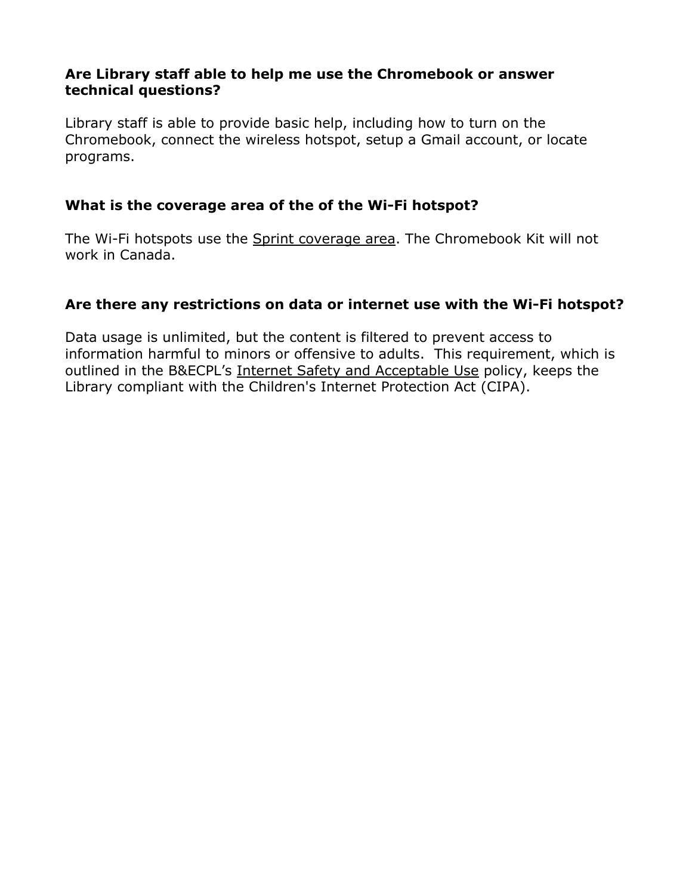**Are Library staff able to help me use the Chromebook or answer technical questions?**

Library staff is able to provide basic help, including how to turn on the Chromebook, connect the wireless hotspot, setup a Gmail account, or locate programs.

**What is the coverage area of the of the Wi-Fi hotspot?**

The Wi-Fi hotspots use the Sprint coverage area. The Chromebook Kit will not work in Canada.

**Are there any restrictions on data or internet use with the Wi-Fi hotspot?**

Data usage is unlimited, but the content is filtered to prevent access to information harmful to minors or offensive to adults. This requirement, which is outlined in the B&ECPL's Internet Safety and Acceptable Use policy, keeps the Library compliant with the Children's Internet Protection Act (CIPA).